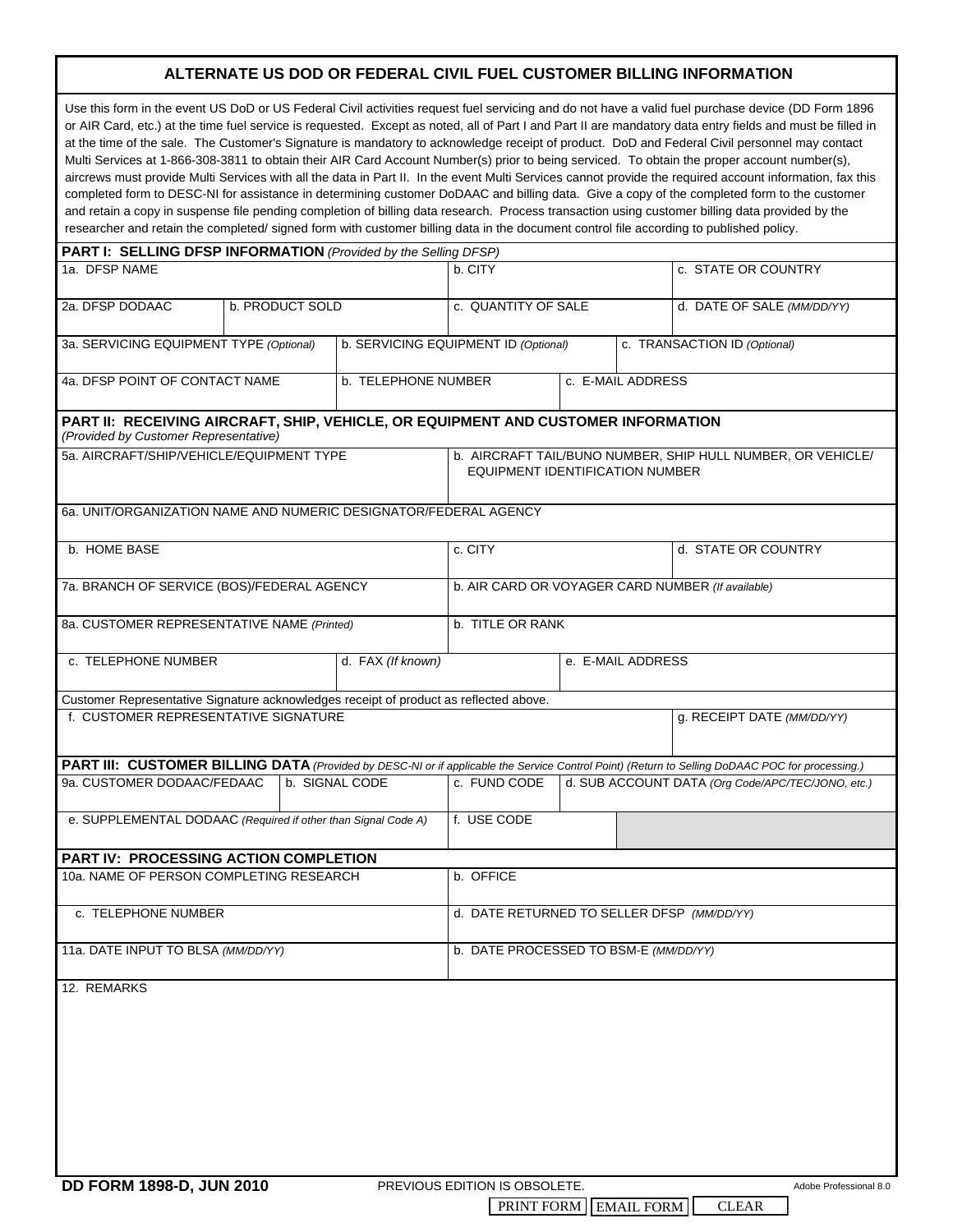# ALTERNATE US DOD OR FEDERAL CIVIL FUEL CUSTOMER BILLING INFORMATION

Use this form in the event US DoD or US Federal Civil activities request fuel servicing and do not have a valid fuel purchase device (DD Form 1896 or AIR Card, etc.) at the time fuel service is requested. Except as noted, all of Part I and Part II are mandatory data entry fields and must be filled in at the time of the sale. The Customer's Signature is mandatory to acknowledge receipt of product. DoD and Federal Civil personnel may contact Multi Services at 1-866-308-3811 to obtain their AIR Card Account Number(s) prior to being serviced. To obtain the proper account number(s), aircrews must provide Multi Services with all the data in Part II. In the event Multi Services cannot provide the required account information, fax this completed form to DESC-NI for assistance in determining customer DoDAAC and billing data. Give a copy of the completed form to the customer and retain a copy in suspense file pending completion of billing data research. Process transaction using customer billing data provided by the researcher and retain the completed/ signed form with customer billing data in the document control file according to published policy.

## PART I: SELLING DFSP INFORMATION *(Provided by the Selling DFSP)*

| 1a. DFSP NAME | b. CITY | c. STATE OR COUNTRY |
|---|---|---|
| | | |

| 2a. DFSP DODAAC | b. PRODUCT SOLD | c. QUANTITY OF SALE | d. DATE OF SALE *(MM/DD/YY)* |
|---|---|---|---|
| | | | |

| 3a. SERVICING EQUIPMENT TYPE *(Optional)* | b. SERVICING EQUIPMENT ID *(Optional)* | c. TRANSACTION ID *(Optional)* |
|---|---|---|
| | | |

| 4a. DFSP POINT OF CONTACT NAME | b. TELEPHONE NUMBER | c. E-MAIL ADDRESS |
|---|---|---|
| | | |

## PART II: RECEIVING AIRCRAFT, SHIP, VEHICLE, OR EQUIPMENT AND CUSTOMER INFORMATION

*(Provided by Customer Representative)*

| 5a. AIRCRAFT/SHIP/VEHICLE/EQUIPMENT TYPE | b. AIRCRAFT TAIL/BUNO NUMBER, SHIP HULL NUMBER, OR VEHICLE/ EQUIPMENT IDENTIFICATION NUMBER |
|---|---|
| | |

| 6a. UNIT/ORGANIZATION NAME AND NUMERIC DESIGNATOR/FEDERAL AGENCY |
|---|
| |

| b. HOME BASE | c. CITY | d. STATE OR COUNTRY |
|---|---|---|
| | | |

| 7a. BRANCH OF SERVICE (BOS)/FEDERAL AGENCY | b. AIR CARD OR VOYAGER CARD NUMBER *(If available)* |
|---|---|
| | |

| 8a. CUSTOMER REPRESENTATIVE NAME *(Printed)* | b. TITLE OR RANK |
|---|---|
| | |

| c. TELEPHONE NUMBER | d. FAX *(If known)* | e. E-MAIL ADDRESS |
|---|---|---|
| | | |

Customer Representative Signature acknowledges receipt of product as reflected above.

| f. CUSTOMER REPRESENTATIVE SIGNATURE | g. RECEIPT DATE *(MM/DD/YY)* |
|---|---|
| | |

## PART III: CUSTOMER BILLING DATA *(Provided by DESC-NI or if applicable the Service Control Point) (Return to Selling DoDAAC POC for processing.)*

| 9a. CUSTOMER DODAAC/FEDAAC | b. SIGNAL CODE | c. FUND CODE | d. SUB ACCOUNT DATA *(Org Code/APC/TEC/JONO, etc.)* |
|---|---|---|---|
| | | | |

| e. SUPPLEMENTAL DODAAC *(Required if other than Signal Code A)* | f. USE CODE |
|---|---|
| | |

## PART IV: PROCESSING ACTION COMPLETION

| 10a. NAME OF PERSON COMPLETING RESEARCH | b. OFFICE |
|---|---|
| | |

| c. TELEPHONE NUMBER | d. DATE RETURNED TO SELLER DFSP *(MM/DD/YY)* |
|---|---|
| | |

| 11a. DATE INPUT TO BLSA *(MM/DD/YY)* | b. DATE PROCESSED TO BSM-E *(MM/DD/YY)* |
|---|---|
| | |

12. REMARKS

**DD FORM 1898-D, JUN 2010** PREVIOUS EDITION IS OBSOLETE. Adobe Professional 8.0

PRINT FORM | EMAIL FORM | CLEAR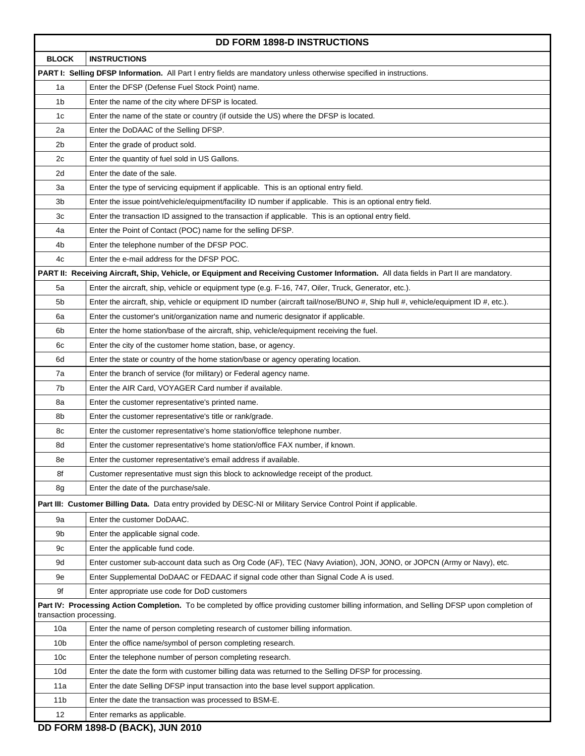| DD FORM 1898-D INSTRUCTIONS | |
|---|---|
| **BLOCK** | **INSTRUCTIONS** |
| **PART I: Selling DFSP Information.** All Part I entry fields are mandatory unless otherwise specified in instructions. | |
| 1a | Enter the DFSP (Defense Fuel Stock Point) name. |
| 1b | Enter the name of the city where DFSP is located. |
| 1c | Enter the name of the state or country (if outside the US) where the DFSP is located. |
| 2a | Enter the DoDAAC of the Selling DFSP. |
| 2b | Enter the grade of product sold. |
| 2c | Enter the quantity of fuel sold in US Gallons. |
| 2d | Enter the date of the sale. |
| 3a | Enter the type of servicing equipment if applicable. This is an optional entry field. |
| 3b | Enter the issue point/vehicle/equipment/facility ID number if applicable. This is an optional entry field. |
| 3c | Enter the transaction ID assigned to the transaction if applicable. This is an optional entry field. |
| 4a | Enter the Point of Contact (POC) name for the selling DFSP. |
| 4b | Enter the telephone number of the DFSP POC. |
| 4c | Enter the e-mail address for the DFSP POC. |
| **PART II: Receiving Aircraft, Ship, Vehicle, or Equipment and Receiving Customer Information.** All data fields in Part II are mandatory. | |
| 5a | Enter the aircraft, ship, vehicle or equipment type (e.g. F-16, 747, Oiler, Truck, Generator, etc.). |
| 5b | Enter the aircraft, ship, vehicle or equipment ID number (aircraft tail/nose/BUNO #, Ship hull #, vehicle/equipment ID #, etc.). |
| 6a | Enter the customer's unit/organization name and numeric designator if applicable. |
| 6b | Enter the home station/base of the aircraft, ship, vehicle/equipment receiving the fuel. |
| 6c | Enter the city of the customer home station, base, or agency. |
| 6d | Enter the state or country of the home station/base or agency operating location. |
| 7a | Enter the branch of service (for military) or Federal agency name. |
| 7b | Enter the AIR Card, VOYAGER Card number if available. |
| 8a | Enter the customer representative's printed name. |
| 8b | Enter the customer representative's title or rank/grade. |
| 8c | Enter the customer representative's home station/office telephone number. |
| 8d | Enter the customer representative's home station/office FAX number, if known. |
| 8e | Enter the customer representative's email address if available. |
| 8f | Customer representative must sign this block to acknowledge receipt of the product. |
| 8g | Enter the date of the purchase/sale. |
| **Part III: Customer Billing Data.** Data entry provided by DESC-NI or Military Service Control Point if applicable. | |
| 9a | Enter the customer DoDAAC. |
| 9b | Enter the applicable signal code. |
| 9c | Enter the applicable fund code. |
| 9d | Enter customer sub-account data such as Org Code (AF), TEC (Navy Aviation), JON, JONO, or JOPCN (Army or Navy), etc. |
| 9e | Enter Supplemental DoDAAC or FEDAAC if signal code other than Signal Code A is used. |
| 9f | Enter appropriate use code for DoD customers |
| **Part IV: Processing Action Completion.** To be completed by office providing customer billing information, and Selling DFSP upon completion of transaction processing. | |
| 10a | Enter the name of person completing research of customer billing information. |
| 10b | Enter the office name/symbol of person completing research. |
| 10c | Enter the telephone number of person completing research. |
| 10d | Enter the date the form with customer billing data was returned to the Selling DFSP for processing. |
| 11a | Enter the date Selling DFSP input transaction into the base level support application. |
| 11b | Enter the date the transaction was processed to BSM-E. |
| 12 | Enter remarks as applicable. |

**DD FORM 1898-D (BACK), JUN 2010**